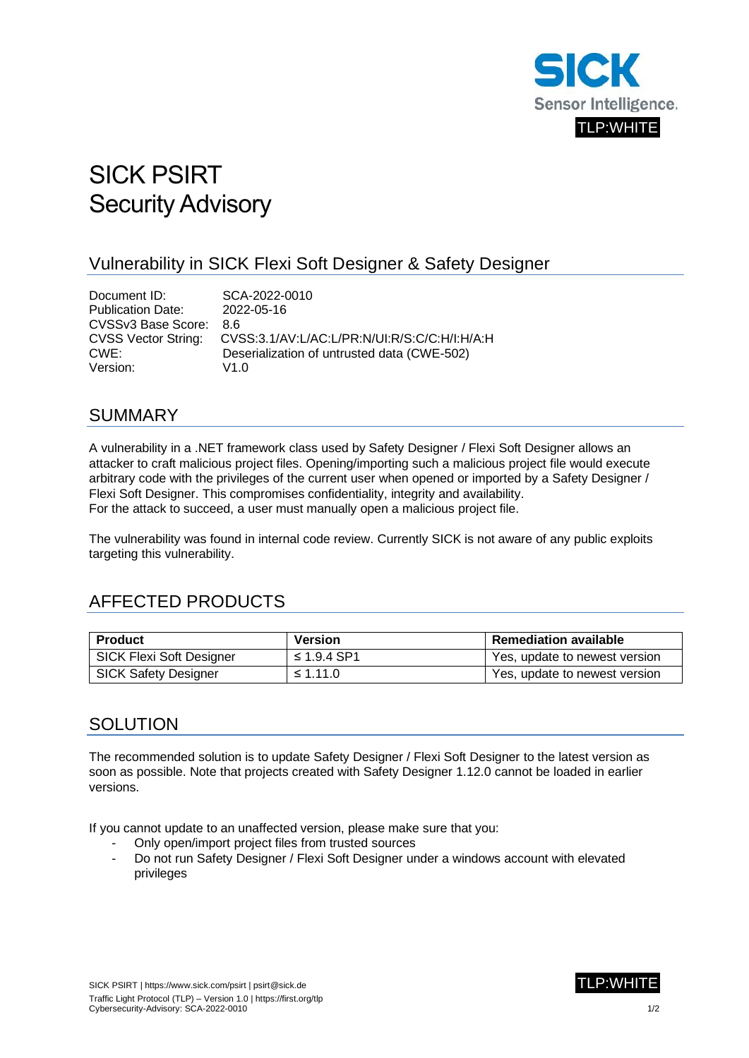SICK
Sensor Intelligence.
TLP:WHITE

# SICK PSIRT
# Security Advisory

## Vulnerability in SICK Flexi Soft Designer & Safety Designer

Document ID: SCA-2022-0010
Publication Date: 2022-05-16
CVSSv3 Base Score: 8.6
CVSS Vector String: CVSS:3.1/AV:L/AC:L/PR:N/UI:R/S:C/C:H/I:H/A:H
CWE: Deserialization of untrusted data (CWE-502)
Version: V1.0

## SUMMARY

A vulnerability in a .NET framework class used by Safety Designer / Flexi Soft Designer allows an attacker to craft malicious project files. Opening/importing such a malicious project file would execute arbitrary code with the privileges of the current user when opened or imported by a Safety Designer / Flexi Soft Designer. This compromises confidentiality, integrity and availability.
For the attack to succeed, a user must manually open a malicious project file.

The vulnerability was found in internal code review. Currently SICK is not aware of any public exploits targeting this vulnerability.

## AFFECTED PRODUCTS

| Product | Version | Remediation available |
|---|---|---|
| SICK Flexi Soft Designer | ≤ 1.9.4 SP1 | Yes, update to newest version |
| SICK Safety Designer | ≤ 1.11.0 | Yes, update to newest version |

## SOLUTION

The recommended solution is to update Safety Designer / Flexi Soft Designer to the latest version as soon as possible. Note that projects created with Safety Designer 1.12.0 cannot be loaded in earlier versions.

If you cannot update to an unaffected version, please make sure that you:

- Only open/import project files from trusted sources
- Do not run Safety Designer / Flexi Soft Designer under a windows account with elevated privileges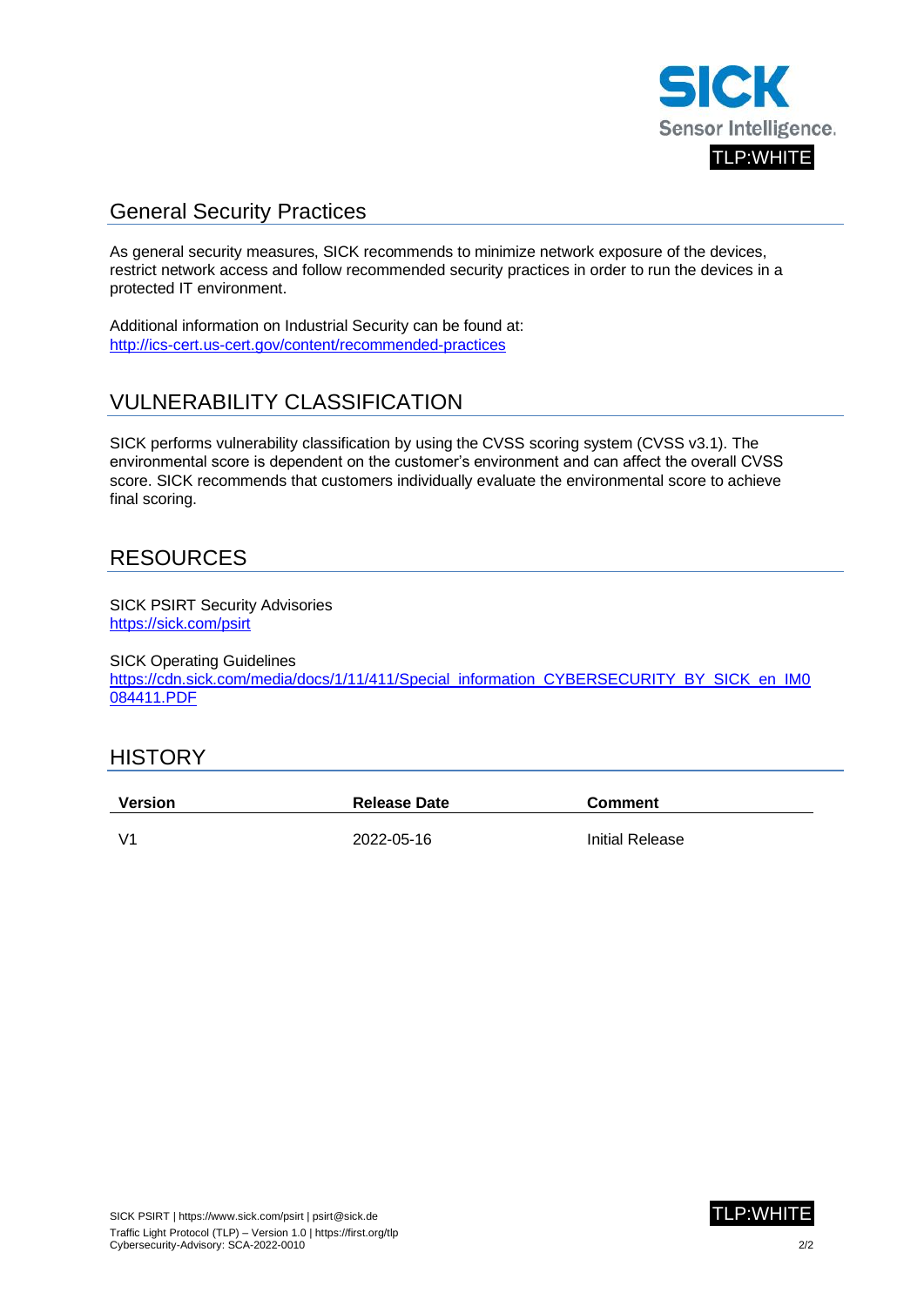## General Security Practices

As general security measures, SICK recommends to minimize network exposure of the devices, restrict network access and follow recommended security practices in order to run the devices in a protected IT environment.

Additional information on Industrial Security can be found at:
http://ics-cert.us-cert.gov/content/recommended-practices

## VULNERABILITY CLASSIFICATION

SICK performs vulnerability classification by using the CVSS scoring system (CVSS v3.1). The environmental score is dependent on the customer's environment and can affect the overall CVSS score. SICK recommends that customers individually evaluate the environmental score to achieve final scoring.

## RESOURCES

SICK PSIRT Security Advisories
https://sick.com/psirt

SICK Operating Guidelines
https://cdn.sick.com/media/docs/1/11/411/Special_information_CYBERSECURITY_BY_SICK_en_IM0084411.PDF

## HISTORY

| Version | Release Date | Comment |
|---|---|---|
| V1 | 2022-05-16 | Initial Release |